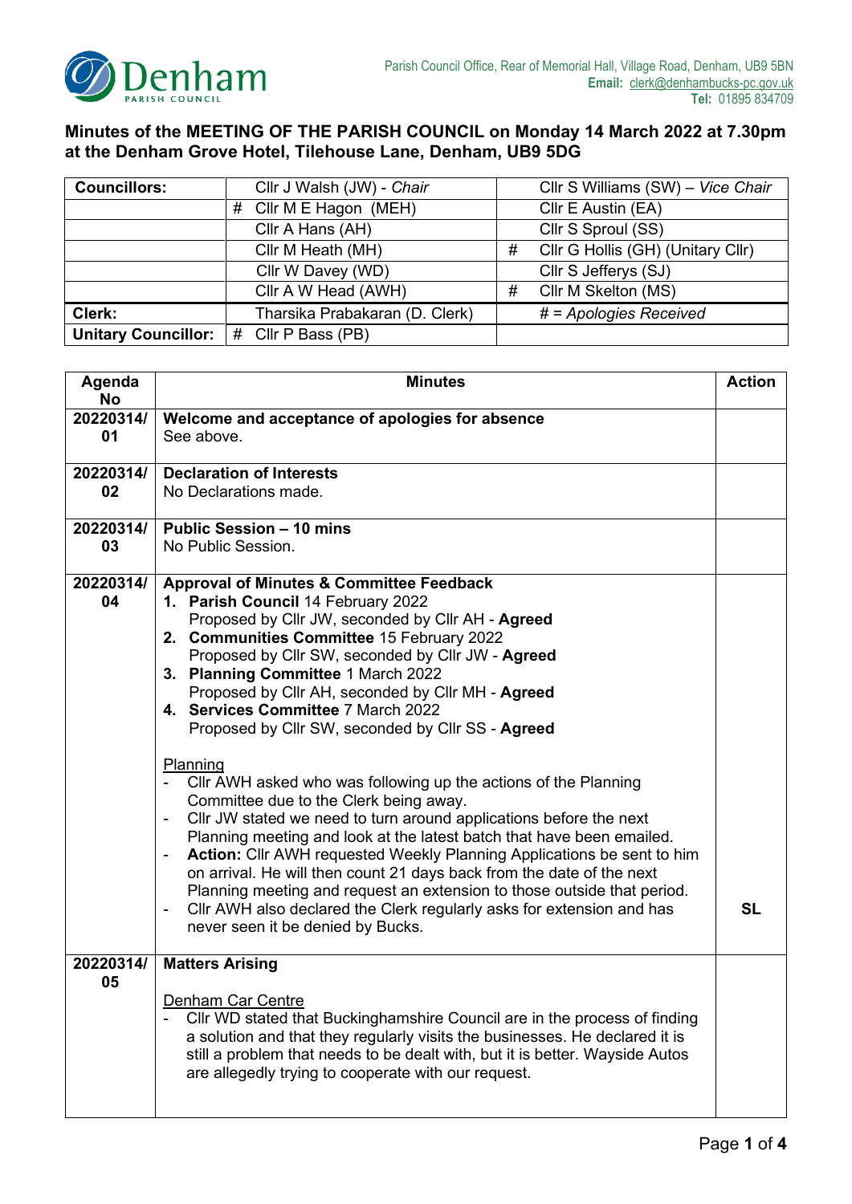Denham PARISH COUNCIL

Parish Council Office, Rear of Memorial Hall, Village Road, Denham, UB9 5BN
**Email:** clerk@denhambucks-pc.gov.uk
**Tel:** 01895 834709

## Minutes of the MEETING OF THE PARISH COUNCIL on Monday 14 March 2022 at 7.30pm at the Denham Grove Hotel, Tilehouse Lane, Denham, UB9 5DG

| **Councillors:** | Cllr J Walsh (JW) - *Chair* | Cllr S Williams (SW) – *Vice Chair* |
|---|---|---|
| | # Cllr M E Hagon (MEH) | Cllr E Austin (EA) |
| | Cllr A Hans (AH) | Cllr S Sproul (SS) |
| | Cllr M Heath (MH) | # Cllr G Hollis (GH) (Unitary Cllr) |
| | Cllr W Davey (WD) | Cllr S Jefferys (SJ) |
| | Cllr A W Head (AWH) | # Cllr M Skelton (MS) |
| **Clerk:** | Tharsika Prabakaran (D. Clerk) | *# = Apologies Received* |
| **Unitary Councillor:** | # Cllr P Bass (PB) | |

| Agenda No | Minutes | Action |
|---|---|---|
| 20220314/01 | **Welcome and acceptance of apologies for absence**<br>See above. | |
| 20220314/02 | **Declaration of Interests**<br>No Declarations made. | |
| 20220314/03 | **Public Session – 10 mins**<br>No Public Session. | |
| 20220314/04 | **Approval of Minutes & Committee Feedback**<br>1. **Parish Council** 14 February 2022<br>Proposed by Cllr JW, seconded by Cllr AH - **Agreed**<br>2. **Communities Committee** 15 February 2022<br>Proposed by Cllr SW, seconded by Cllr JW - **Agreed**<br>3. **Planning Committee** 1 March 2022<br>Proposed by Cllr AH, seconded by Cllr MH - **Agreed**<br>4. **Services Committee** 7 March 2022<br>Proposed by Cllr SW, seconded by Cllr SS - **Agreed**<br><br>Planning<br>- Cllr AWH asked who was following up the actions of the Planning Committee due to the Clerk being away.<br>- Cllr JW stated we need to turn around applications before the next Planning meeting and look at the latest batch that have been emailed.<br>- **Action:** Cllr AWH requested Weekly Planning Applications be sent to him on arrival. He will then count 21 days back from the date of the next Planning meeting and request an extension to those outside that period.<br>- Cllr AWH also declared the Clerk regularly asks for extension and has never seen it be denied by Bucks. | **SL** |
| 20220314/05 | **Matters Arising**<br><br>Denham Car Centre<br>- Cllr WD stated that Buckinghamshire Council are in the process of finding a solution and that they regularly visits the businesses. He declared it is still a problem that needs to be dealt with, but it is better. Wayside Autos are allegedly trying to cooperate with our request. | |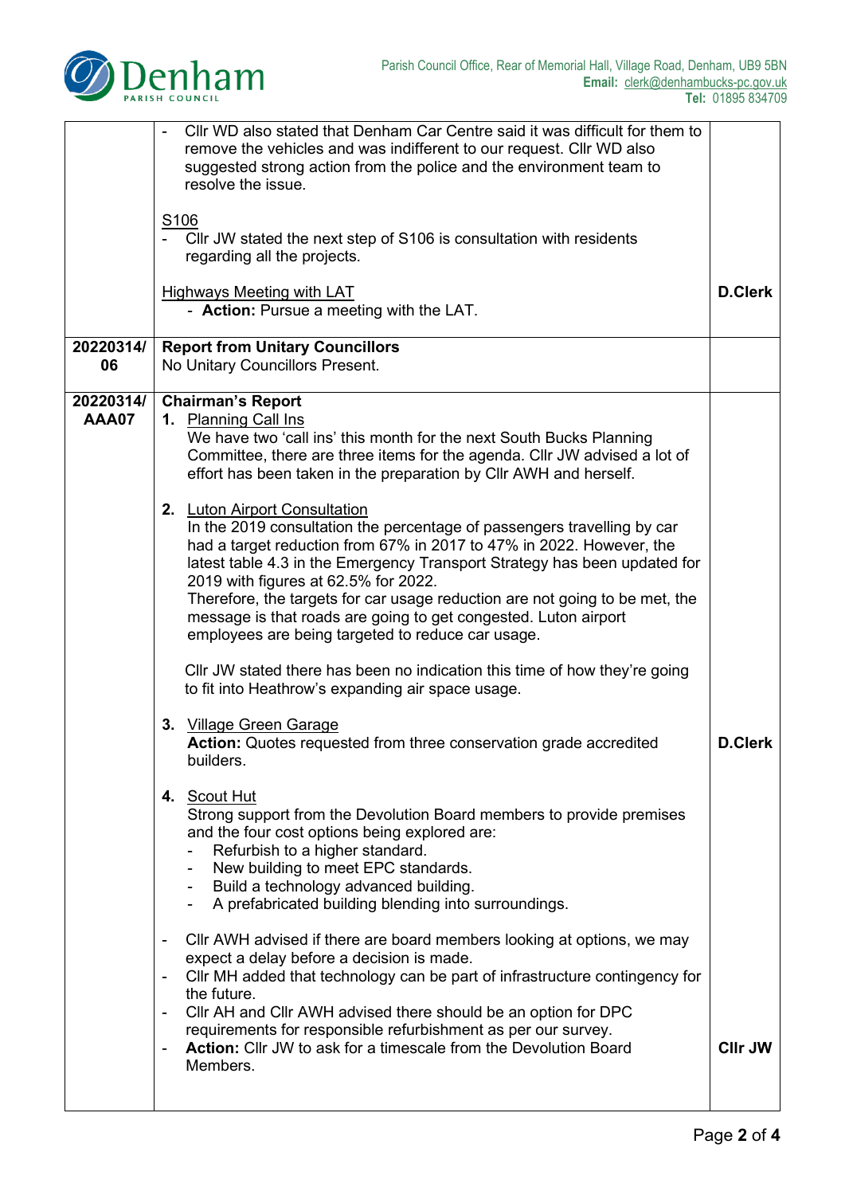| | | |
|---|---|---|
| | - Cllr WD also stated that Denham Car Centre said it was difficult for them to remove the vehicles and was indifferent to our request. Cllr WD also suggested strong action from the police and the environment team to resolve the issue.<br><br><u>S106</u><br>- Cllr JW stated the next step of S106 is consultation with residents regarding all the projects.<br><br><u>Highways Meeting with LAT</u><br>- **Action:** Pursue a meeting with the LAT. | **D.Clerk** |
| **20220314/06** | **Report from Unitary Councillors**<br>No Unitary Councillors Present. | |
| **20220314/AAA07** | **Chairman's Report**<br>**1.** <u>Planning Call Ins</u><br>We have two 'call ins' this month for the next South Bucks Planning Committee, there are three items for the agenda. Cllr JW advised a lot of effort has been taken in the preparation by Cllr AWH and herself.<br><br>**2.** <u>Luton Airport Consultation</u><br>In the 2019 consultation the percentage of passengers travelling by car had a target reduction from 67% in 2017 to 47% in 2022. However, the latest table 4.3 in the Emergency Transport Strategy has been updated for 2019 with figures at 62.5% for 2022.<br>Therefore, the targets for car usage reduction are not going to be met, the message is that roads are going to get congested. Luton airport employees are being targeted to reduce car usage.<br><br>Cllr JW stated there has been no indication this time of how they're going to fit into Heathrow's expanding air space usage.<br><br>**3.** <u>Village Green Garage</u><br>**Action:** Quotes requested from three conservation grade accredited builders.<br><br>**4.** <u>Scout Hut</u><br>Strong support from the Devolution Board members to provide premises and the four cost options being explored are:<br>- Refurbish to a higher standard.<br>- New building to meet EPC standards.<br>- Build a technology advanced building.<br>- A prefabricated building blending into surroundings.<br><br>- Cllr AWH advised if there are board members looking at options, we may expect a delay before a decision is made.<br>- Cllr MH added that technology can be part of infrastructure contingency for the future.<br>- Cllr AH and Cllr AWH advised there should be an option for DPC requirements for responsible refurbishment as per our survey.<br>- **Action:** Cllr JW to ask for a timescale from the Devolution Board Members. | **D.Clerk**<br><br>**Cllr JW** |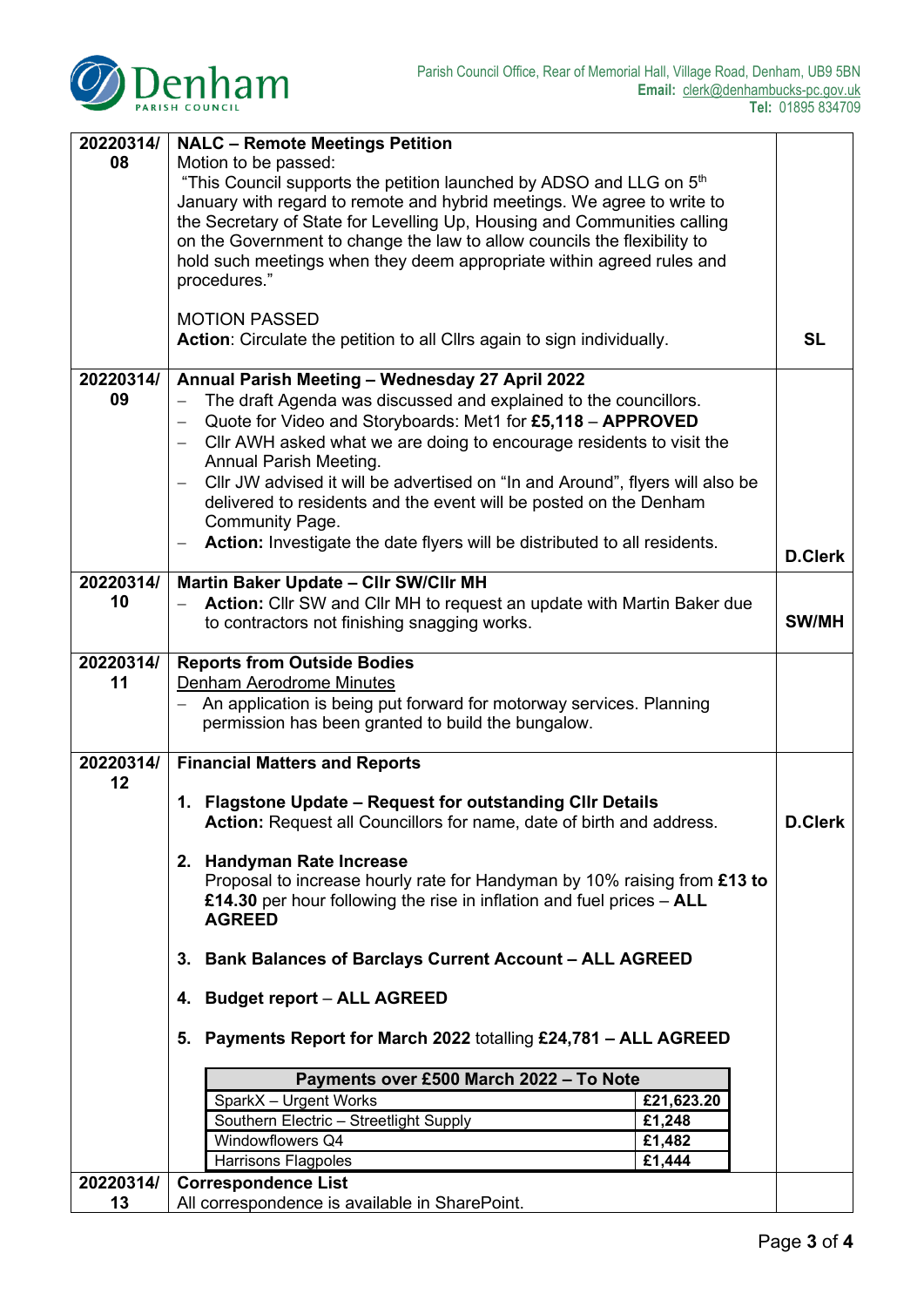| | | |
|---|---|---|
| **20220314/ 08** | **NALC – Remote Meetings Petition**<br>Motion to be passed:<br>"This Council supports the petition launched by ADSO and LLG on 5th January with regard to remote and hybrid meetings. We agree to write to the Secretary of State for Levelling Up, Housing and Communities calling on the Government to change the law to allow councils the flexibility to hold such meetings when they deem appropriate within agreed rules and procedures."<br><br>MOTION PASSED<br>**Action**: Circulate the petition to all Cllrs again to sign individually. | **SL** |
| **20220314/ 09** | **Annual Parish Meeting – Wednesday 27 April 2022**<br>– The draft Agenda was discussed and explained to the councillors.<br>– Quote for Video and Storyboards: Met1 for **£5,118** – **APPROVED**<br>– Cllr AWH asked what we are doing to encourage residents to visit the Annual Parish Meeting.<br>– Cllr JW advised it will be advertised on "In and Around", flyers will also be delivered to residents and the event will be posted on the Denham Community Page.<br>– **Action:** Investigate the date flyers will be distributed to all residents. | **D.Clerk** |
| **20220314/ 10** | **Martin Baker Update – Cllr SW/Cllr MH**<br>– **Action:** Cllr SW and Cllr MH to request an update with Martin Baker due to contractors not finishing snagging works. | **SW/MH** |
| **20220314/ 11** | **Reports from Outside Bodies**<br>Denham Aerodrome Minutes<br>– An application is being put forward for motorway services. Planning permission has been granted to build the bungalow. | |
| **20220314/ 12** | **Financial Matters and Reports**<br><br>1. **Flagstone Update – Request for outstanding Cllr Details**<br>**Action:** Request all Councillors for name, date of birth and address.<br><br>2. **Handyman Rate Increase**<br>Proposal to increase hourly rate for Handyman by 10% raising from **£13 to £14.30** per hour following the rise in inflation and fuel prices – **ALL AGREED**<br><br>3. **Bank Balances of Barclays Current Account – ALL AGREED**<br><br>4. **Budget report** – **ALL AGREED**<br><br>5. **Payments Report for March 2022** totalling **£24,781 – ALL AGREED** | **D.Clerk** |
| **20220314/ 13** | **Correspondence List**<br>All correspondence is available in SharePoint. | |

| **Payments over £500 March 2022 – To Note** | |
|---|---|
| SparkX – Urgent Works | **£21,623.20** |
| Southern Electric – Streetlight Supply | **£1,248** |
| Windowflowers Q4 | **£1,482** |
| Harrisons Flagpoles | **£1,444** |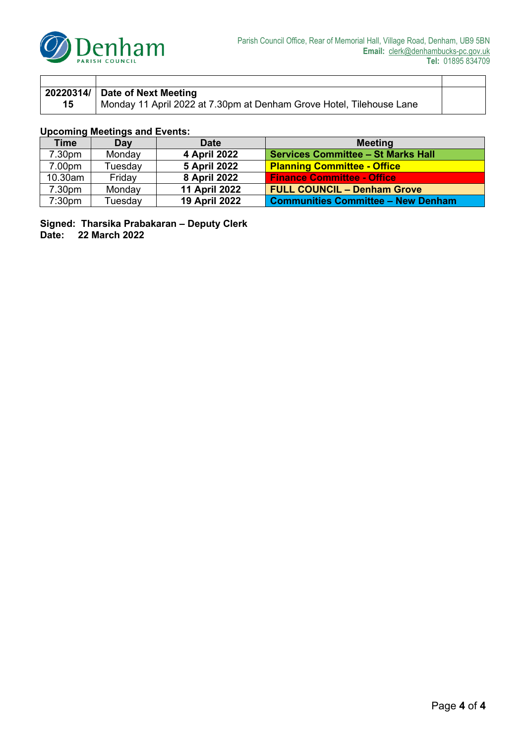| | | |
|---|---|---|
| **20220314/ 15** | **Date of Next Meeting**<br>Monday 11 April 2022 at 7.30pm at Denham Grove Hotel, Tilehouse Lane | |

**Upcoming Meetings and Events:**

| Time | Day | Date | Meeting |
|---|---|---|---|
| 7.30pm | Monday | **4 April 2022** | **Services Committee – St Marks Hall** |
| 7.00pm | Tuesday | **5 April 2022** | **Planning Committee - Office** |
| 10.30am | Friday | **8 April 2022** | **Finance Committee - Office** |
| 7.30pm | Monday | **11 April 2022** | **FULL COUNCIL – Denham Grove** |
| 7:30pm | Tuesday | **19 April 2022** | **Communities Committee – New Denham** |

**Signed: Tharsika Prabakaran – Deputy Clerk**
**Date: 22 March 2022**